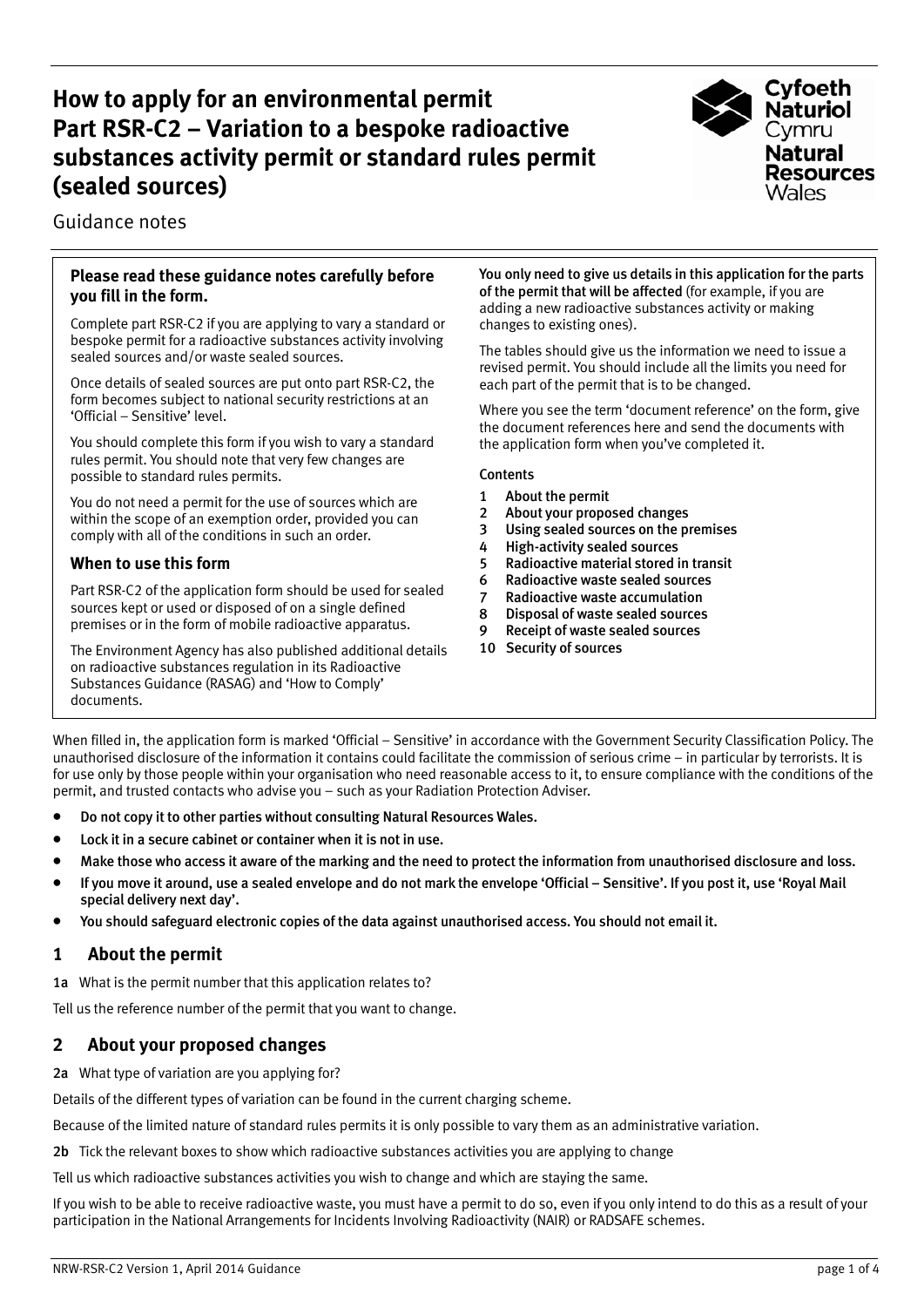# How to apply for an environmental permit
# Part RSR-C2 – Variation to a bespoke radioactive substances activity permit or standard rules permit (sealed sources)

Guidance notes

**Please read these guidance notes carefully before you fill in the form.**

Complete part RSR-C2 if you are applying to vary a standard or bespoke permit for a radioactive substances activity involving sealed sources and/or waste sealed sources.

Once details of sealed sources are put onto part RSR-C2, the form becomes subject to national security restrictions at an 'Official – Sensitive' level.

You should complete this form if you wish to vary a standard rules permit. You should note that very few changes are possible to standard rules permits.

You do not need a permit for the use of sources which are within the scope of an exemption order, provided you can comply with all of the conditions in such an order.

### When to use this form

Part RSR-C2 of the application form should be used for sealed sources kept or used or disposed of on a single defined premises or in the form of mobile radioactive apparatus.

The Environment Agency has also published additional details on radioactive substances regulation in its Radioactive Substances Guidance (RASAG) and 'How to Comply' documents.

You only need to give us details in this application for the parts of the permit that will be affected (for example, if you are adding a new radioactive substances activity or making changes to existing ones).

The tables should give us the information we need to issue a revised permit. You should include all the limits you need for each part of the permit that is to be changed.

Where you see the term 'document reference' on the form, give the document references here and send the documents with the application form when you've completed it.

**Contents**

1. About the permit
2. About your proposed changes
3. Using sealed sources on the premises
4. High-activity sealed sources
5. Radioactive material stored in transit
6. Radioactive waste sealed sources
7. Radioactive waste accumulation
8. Disposal of waste sealed sources
9. Receipt of waste sealed sources
10. Security of sources

When filled in, the application form is marked 'Official – Sensitive' in accordance with the Government Security Classification Policy. The unauthorised disclosure of the information it contains could facilitate the commission of serious crime – in particular by terrorists. It is for use only by those people within your organisation who need reasonable access to it, to ensure compliance with the conditions of the permit, and trusted contacts who advise you – such as your Radiation Protection Adviser.

- Do not copy it to other parties without consulting Natural Resources Wales.
- Lock it in a secure cabinet or container when it is not in use.
- Make those who access it aware of the marking and the need to protect the information from unauthorised disclosure and loss.
- If you move it around, use a sealed envelope and do not mark the envelope 'Official – Sensitive'. If you post it, use 'Royal Mail special delivery next day'.
- You should safeguard electronic copies of the data against unauthorised access. You should not email it.

## 1 About the permit

**1a** What is the permit number that this application relates to?

Tell us the reference number of the permit that you want to change.

## 2 About your proposed changes

**2a** What type of variation are you applying for?

Details of the different types of variation can be found in the current charging scheme.

Because of the limited nature of standard rules permits it is only possible to vary them as an administrative variation.

**2b** Tick the relevant boxes to show which radioactive substances activities you are applying to change

Tell us which radioactive substances activities you wish to change and which are staying the same.

If you wish to be able to receive radioactive waste, you must have a permit to do so, even if you only intend to do this as a result of your participation in the National Arrangements for Incidents Involving Radioactivity (NAIR) or RADSAFE schemes.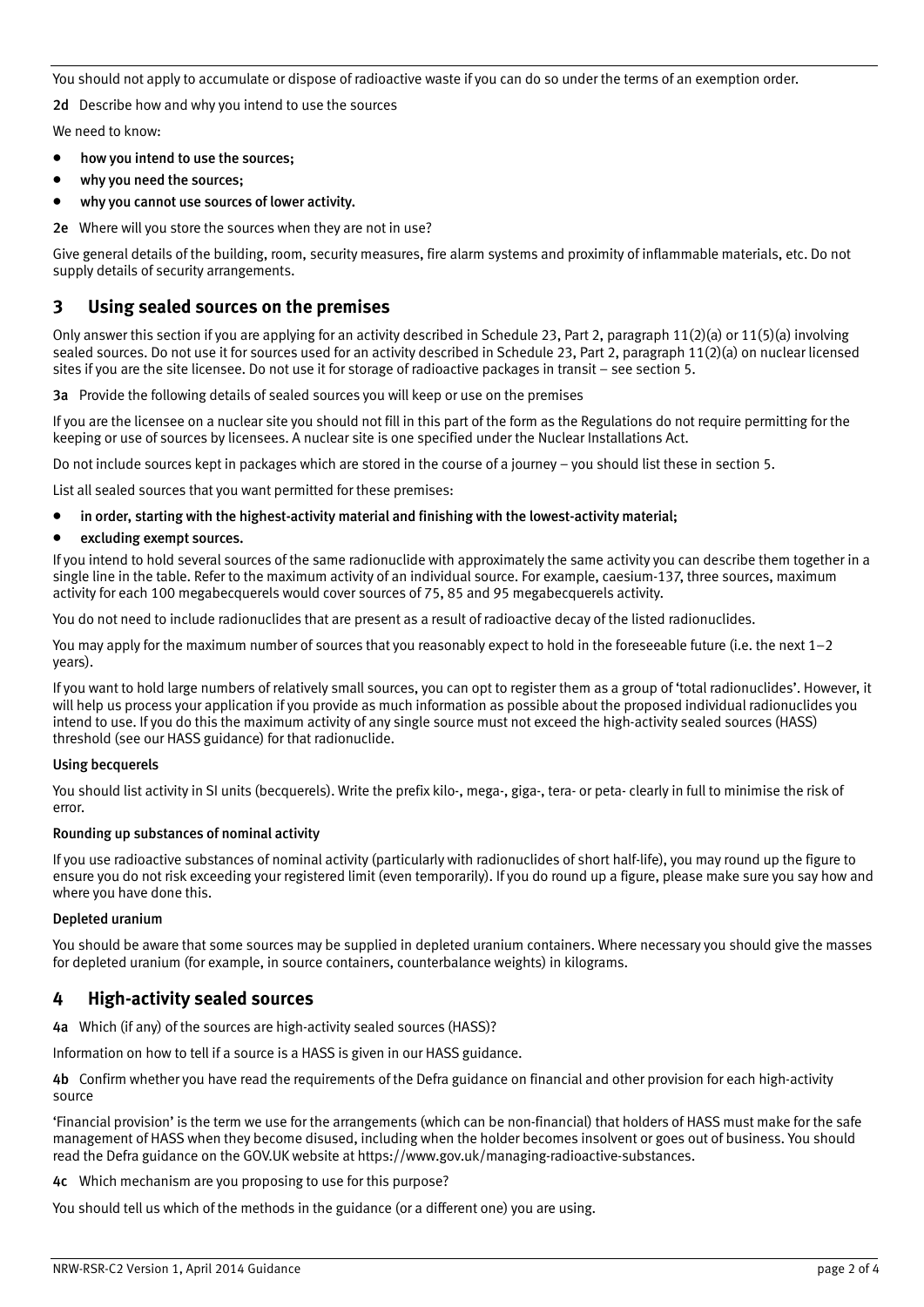You should not apply to accumulate or dispose of radioactive waste if you can do so under the terms of an exemption order.

**2d** Describe how and why you intend to use the sources

We need to know:

- **how you intend to use the sources;**
- **why you need the sources;**
- **why you cannot use sources of lower activity.**

**2e** Where will you store the sources when they are not in use?

Give general details of the building, room, security measures, fire alarm systems and proximity of inflammable materials, etc. Do not supply details of security arrangements.

## 3 Using sealed sources on the premises

Only answer this section if you are applying for an activity described in Schedule 23, Part 2, paragraph 11(2)(a) or 11(5)(a) involving sealed sources. Do not use it for sources used for an activity described in Schedule 23, Part 2, paragraph 11(2)(a) on nuclear licensed sites if you are the site licensee. Do not use it for storage of radioactive packages in transit – see section 5.

**3a** Provide the following details of sealed sources you will keep or use on the premises

If you are the licensee on a nuclear site you should not fill in this part of the form as the Regulations do not require permitting for the keeping or use of sources by licensees. A nuclear site is one specified under the Nuclear Installations Act.

Do not include sources kept in packages which are stored in the course of a journey – you should list these in section 5.

List all sealed sources that you want permitted for these premises:

- **in order, starting with the highest-activity material and finishing with the lowest-activity material;**
- **excluding exempt sources.**

If you intend to hold several sources of the same radionuclide with approximately the same activity you can describe them together in a single line in the table. Refer to the maximum activity of an individual source. For example, caesium-137, three sources, maximum activity for each 100 megabecquerels would cover sources of 75, 85 and 95 megabecquerels activity.

You do not need to include radionuclides that are present as a result of radioactive decay of the listed radionuclides.

You may apply for the maximum number of sources that you reasonably expect to hold in the foreseeable future (i.e. the next 1–2 years).

If you want to hold large numbers of relatively small sources, you can opt to register them as a group of 'total radionuclides'. However, it will help us process your application if you provide as much information as possible about the proposed individual radionuclides you intend to use. If you do this the maximum activity of any single source must not exceed the high-activity sealed sources (HASS) threshold (see our HASS guidance) for that radionuclide.

**Using becquerels**

You should list activity in SI units (becquerels). Write the prefix kilo-, mega-, giga-, tera- or peta- clearly in full to minimise the risk of error.

**Rounding up substances of nominal activity**

If you use radioactive substances of nominal activity (particularly with radionuclides of short half-life), you may round up the figure to ensure you do not risk exceeding your registered limit (even temporarily). If you do round up a figure, please make sure you say how and where you have done this.

**Depleted uranium**

You should be aware that some sources may be supplied in depleted uranium containers. Where necessary you should give the masses for depleted uranium (for example, in source containers, counterbalance weights) in kilograms.

## 4 High-activity sealed sources

**4a** Which (if any) of the sources are high-activity sealed sources (HASS)?

Information on how to tell if a source is a HASS is given in our HASS guidance.

**4b** Confirm whether you have read the requirements of the Defra guidance on financial and other provision for each high-activity source

'Financial provision' is the term we use for the arrangements (which can be non-financial) that holders of HASS must make for the safe management of HASS when they become disused, including when the holder becomes insolvent or goes out of business. You should read the Defra guidance on the GOV.UK website at https://www.gov.uk/managing-radioactive-substances.

**4c** Which mechanism are you proposing to use for this purpose?

You should tell us which of the methods in the guidance (or a different one) you are using.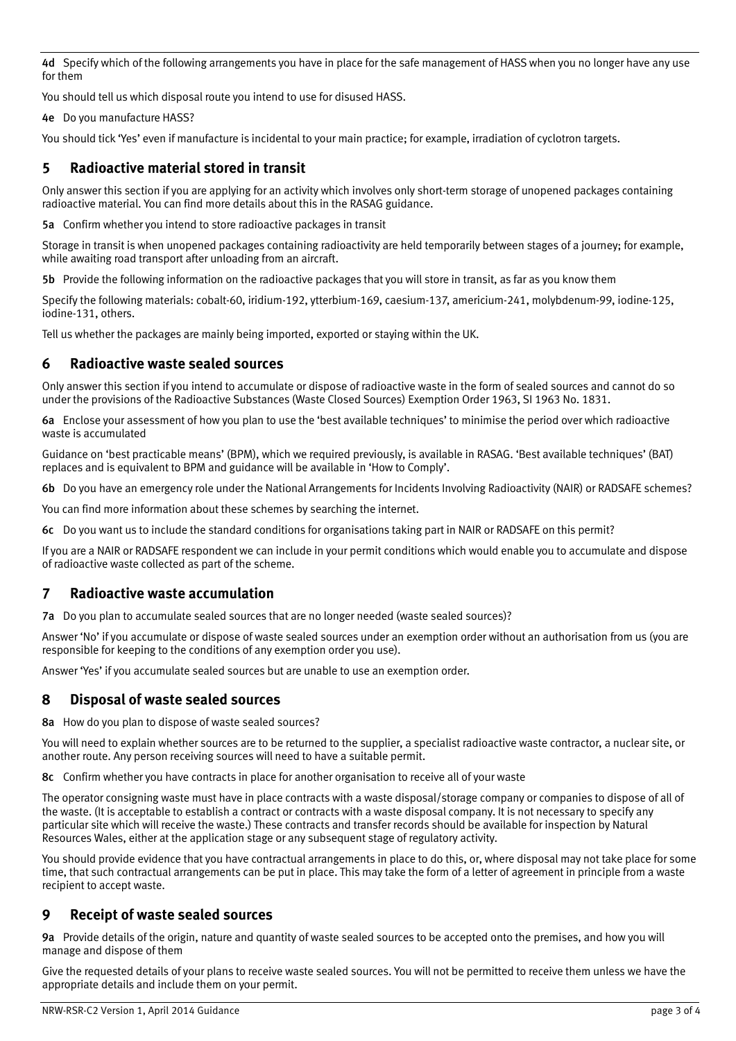**4d** Specify which of the following arrangements you have in place for the safe management of HASS when you no longer have any use for them

You should tell us which disposal route you intend to use for disused HASS.

**4e** Do you manufacture HASS?

You should tick 'Yes' even if manufacture is incidental to your main practice; for example, irradiation of cyclotron targets.

## 5 Radioactive material stored in transit

Only answer this section if you are applying for an activity which involves only short-term storage of unopened packages containing radioactive material. You can find more details about this in the RASAG guidance.

**5a** Confirm whether you intend to store radioactive packages in transit

Storage in transit is when unopened packages containing radioactivity are held temporarily between stages of a journey; for example, while awaiting road transport after unloading from an aircraft.

**5b** Provide the following information on the radioactive packages that you will store in transit, as far as you know them

Specify the following materials: cobalt-60, iridium-192, ytterbium-169, caesium-137, americium-241, molybdenum-99, iodine-125, iodine-131, others.

Tell us whether the packages are mainly being imported, exported or staying within the UK.

## 6 Radioactive waste sealed sources

Only answer this section if you intend to accumulate or dispose of radioactive waste in the form of sealed sources and cannot do so under the provisions of the Radioactive Substances (Waste Closed Sources) Exemption Order 1963, SI 1963 No. 1831.

**6a** Enclose your assessment of how you plan to use the 'best available techniques' to minimise the period over which radioactive waste is accumulated

Guidance on 'best practicable means' (BPM), which we required previously, is available in RASAG. 'Best available techniques' (BAT) replaces and is equivalent to BPM and guidance will be available in 'How to Comply'.

**6b** Do you have an emergency role under the National Arrangements for Incidents Involving Radioactivity (NAIR) or RADSAFE schemes?

You can find more information about these schemes by searching the internet.

**6c** Do you want us to include the standard conditions for organisations taking part in NAIR or RADSAFE on this permit?

If you are a NAIR or RADSAFE respondent we can include in your permit conditions which would enable you to accumulate and dispose of radioactive waste collected as part of the scheme.

## 7 Radioactive waste accumulation

**7a** Do you plan to accumulate sealed sources that are no longer needed (waste sealed sources)?

Answer 'No' if you accumulate or dispose of waste sealed sources under an exemption order without an authorisation from us (you are responsible for keeping to the conditions of any exemption order you use).

Answer 'Yes' if you accumulate sealed sources but are unable to use an exemption order.

## 8 Disposal of waste sealed sources

**8a** How do you plan to dispose of waste sealed sources?

You will need to explain whether sources are to be returned to the supplier, a specialist radioactive waste contractor, a nuclear site, or another route. Any person receiving sources will need to have a suitable permit.

**8c** Confirm whether you have contracts in place for another organisation to receive all of your waste

The operator consigning waste must have in place contracts with a waste disposal/storage company or companies to dispose of all of the waste. (It is acceptable to establish a contract or contracts with a waste disposal company. It is not necessary to specify any particular site which will receive the waste.) These contracts and transfer records should be available for inspection by Natural Resources Wales, either at the application stage or any subsequent stage of regulatory activity.

You should provide evidence that you have contractual arrangements in place to do this, or, where disposal may not take place for some time, that such contractual arrangements can be put in place. This may take the form of a letter of agreement in principle from a waste recipient to accept waste.

## 9 Receipt of waste sealed sources

**9a** Provide details of the origin, nature and quantity of waste sealed sources to be accepted onto the premises, and how you will manage and dispose of them

Give the requested details of your plans to receive waste sealed sources. You will not be permitted to receive them unless we have the appropriate details and include them on your permit.

NRW-RSR-C2 Version 1, April 2014 Guidance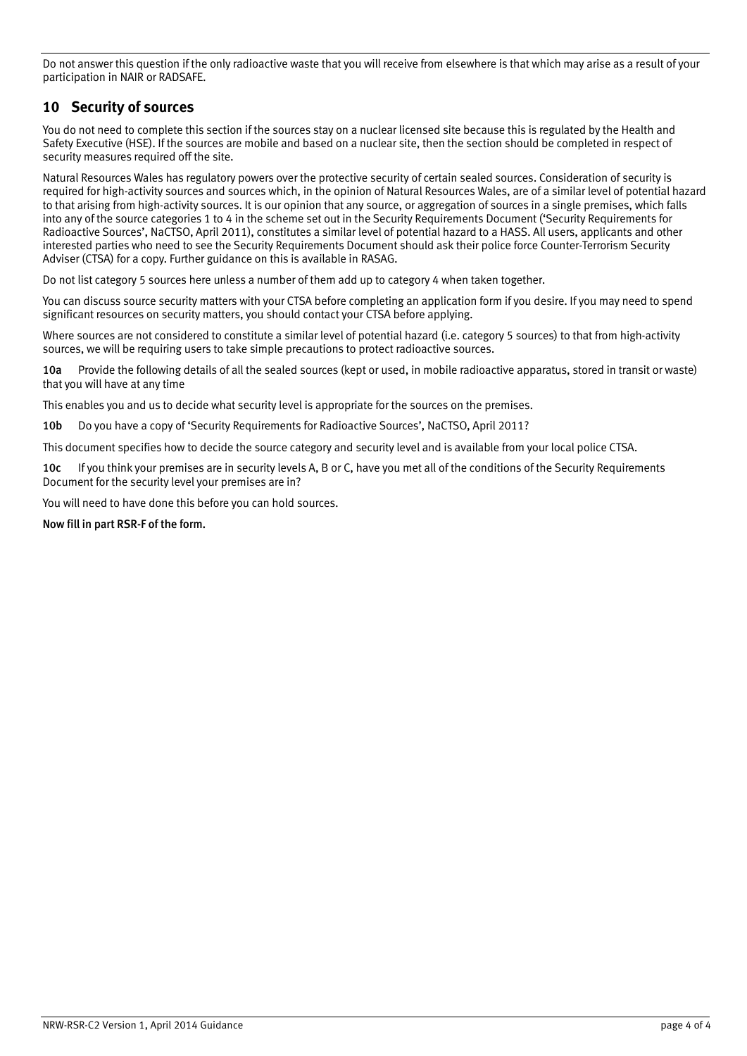Do not answer this question if the only radioactive waste that you will receive from elsewhere is that which may arise as a result of your participation in NAIR or RADSAFE.

## 10 Security of sources

You do not need to complete this section if the sources stay on a nuclear licensed site because this is regulated by the Health and Safety Executive (HSE). If the sources are mobile and based on a nuclear site, then the section should be completed in respect of security measures required off the site.

Natural Resources Wales has regulatory powers over the protective security of certain sealed sources. Consideration of security is required for high-activity sources and sources which, in the opinion of Natural Resources Wales, are of a similar level of potential hazard to that arising from high-activity sources. It is our opinion that any source, or aggregation of sources in a single premises, which falls into any of the source categories 1 to 4 in the scheme set out in the Security Requirements Document ('Security Requirements for Radioactive Sources', NaCTSO, April 2011), constitutes a similar level of potential hazard to a HASS. All users, applicants and other interested parties who need to see the Security Requirements Document should ask their police force Counter-Terrorism Security Adviser (CTSA) for a copy. Further guidance on this is available in RASAG.

Do not list category 5 sources here unless a number of them add up to category 4 when taken together.

You can discuss source security matters with your CTSA before completing an application form if you desire. If you may need to spend significant resources on security matters, you should contact your CTSA before applying.

Where sources are not considered to constitute a similar level of potential hazard (i.e. category 5 sources) to that from high-activity sources, we will be requiring users to take simple precautions to protect radioactive sources.

**10a** Provide the following details of all the sealed sources (kept or used, in mobile radioactive apparatus, stored in transit or waste) that you will have at any time

This enables you and us to decide what security level is appropriate for the sources on the premises.

**10b** Do you have a copy of 'Security Requirements for Radioactive Sources', NaCTSO, April 2011?

This document specifies how to decide the source category and security level and is available from your local police CTSA.

**10c** If you think your premises are in security levels A, B or C, have you met all of the conditions of the Security Requirements Document for the security level your premises are in?

You will need to have done this before you can hold sources.

**Now fill in part RSR-F of the form.**